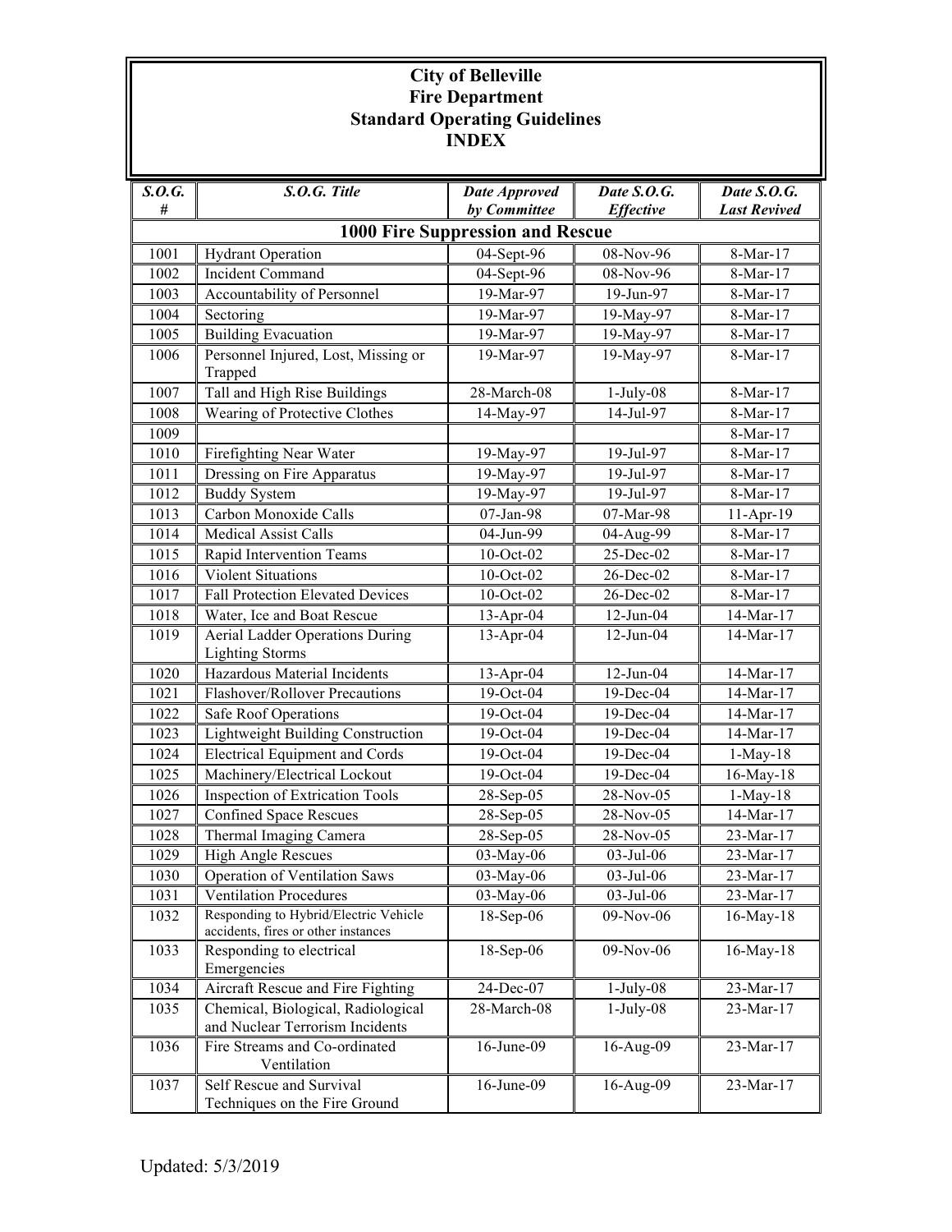# City of Belleville
# Fire Department
# Standard Operating Guidelines
# INDEX

| *S.O.G. #* | *S.O.G. Title* | *Date Approved by Committee* | *Date S.O.G. Effective* | *Date S.O.G. Last Revived* |
|---|---|---|---|---|
| | **1000 Fire Suppression and Rescue** | | | |
| 1001 | Hydrant Operation | 04-Sept-96 | 08-Nov-96 | 8-Mar-17 |
| 1002 | Incident Command | 04-Sept-96 | 08-Nov-96 | 8-Mar-17 |
| 1003 | Accountability of Personnel | 19-Mar-97 | 19-Jun-97 | 8-Mar-17 |
| 1004 | Sectoring | 19-Mar-97 | 19-May-97 | 8-Mar-17 |
| 1005 | Building Evacuation | 19-Mar-97 | 19-May-97 | 8-Mar-17 |
| 1006 | Personnel Injured, Lost, Missing or Trapped | 19-Mar-97 | 19-May-97 | 8-Mar-17 |
| 1007 | Tall and High Rise Buildings | 28-March-08 | 1-July-08 | 8-Mar-17 |
| 1008 | Wearing of Protective Clothes | 14-May-97 | 14-Jul-97 | 8-Mar-17 |
| 1009 | | | | 8-Mar-17 |
| 1010 | Firefighting Near Water | 19-May-97 | 19-Jul-97 | 8-Mar-17 |
| 1011 | Dressing on Fire Apparatus | 19-May-97 | 19-Jul-97 | 8-Mar-17 |
| 1012 | Buddy System | 19-May-97 | 19-Jul-97 | 8-Mar-17 |
| 1013 | Carbon Monoxide Calls | 07-Jan-98 | 07-Mar-98 | 11-Apr-19 |
| 1014 | Medical Assist Calls | 04-Jun-99 | 04-Aug-99 | 8-Mar-17 |
| 1015 | Rapid Intervention Teams | 10-Oct-02 | 25-Dec-02 | 8-Mar-17 |
| 1016 | Violent Situations | 10-Oct-02 | 26-Dec-02 | 8-Mar-17 |
| 1017 | Fall Protection Elevated Devices | 10-Oct-02 | 26-Dec-02 | 8-Mar-17 |
| 1018 | Water, Ice and Boat Rescue | 13-Apr-04 | 12-Jun-04 | 14-Mar-17 |
| 1019 | Aerial Ladder Operations During Lighting Storms | 13-Apr-04 | 12-Jun-04 | 14-Mar-17 |
| 1020 | Hazardous Material Incidents | 13-Apr-04 | 12-Jun-04 | 14-Mar-17 |
| 1021 | Flashover/Rollover Precautions | 19-Oct-04 | 19-Dec-04 | 14-Mar-17 |
| 1022 | Safe Roof Operations | 19-Oct-04 | 19-Dec-04 | 14-Mar-17 |
| 1023 | Lightweight Building Construction | 19-Oct-04 | 19-Dec-04 | 14-Mar-17 |
| 1024 | Electrical Equipment and Cords | 19-Oct-04 | 19-Dec-04 | 1-May-18 |
| 1025 | Machinery/Electrical Lockout | 19-Oct-04 | 19-Dec-04 | 16-May-18 |
| 1026 | Inspection of Extrication Tools | 28-Sep-05 | 28-Nov-05 | 1-May-18 |
| 1027 | Confined Space Rescues | 28-Sep-05 | 28-Nov-05 | 14-Mar-17 |
| 1028 | Thermal Imaging Camera | 28-Sep-05 | 28-Nov-05 | 23-Mar-17 |
| 1029 | High Angle Rescues | 03-May-06 | 03-Jul-06 | 23-Mar-17 |
| 1030 | Operation of Ventilation Saws | 03-May-06 | 03-Jul-06 | 23-Mar-17 |
| 1031 | Ventilation Procedures | 03-May-06 | 03-Jul-06 | 23-Mar-17 |
| 1032 | Responding to Hybrid/Electric Vehicle accidents, fires or other instances | 18-Sep-06 | 09-Nov-06 | 16-May-18 |
| 1033 | Responding to electrical Emergencies | 18-Sep-06 | 09-Nov-06 | 16-May-18 |
| 1034 | Aircraft Rescue and Fire Fighting | 24-Dec-07 | 1-July-08 | 23-Mar-17 |
| 1035 | Chemical, Biological, Radiological and Nuclear Terrorism Incidents | 28-March-08 | 1-July-08 | 23-Mar-17 |
| 1036 | Fire Streams and Co-ordinated Ventilation | 16-June-09 | 16-Aug-09 | 23-Mar-17 |
| 1037 | Self Rescue and Survival Techniques on the Fire Ground | 16-June-09 | 16-Aug-09 | 23-Mar-17 |

Updated: 5/3/2019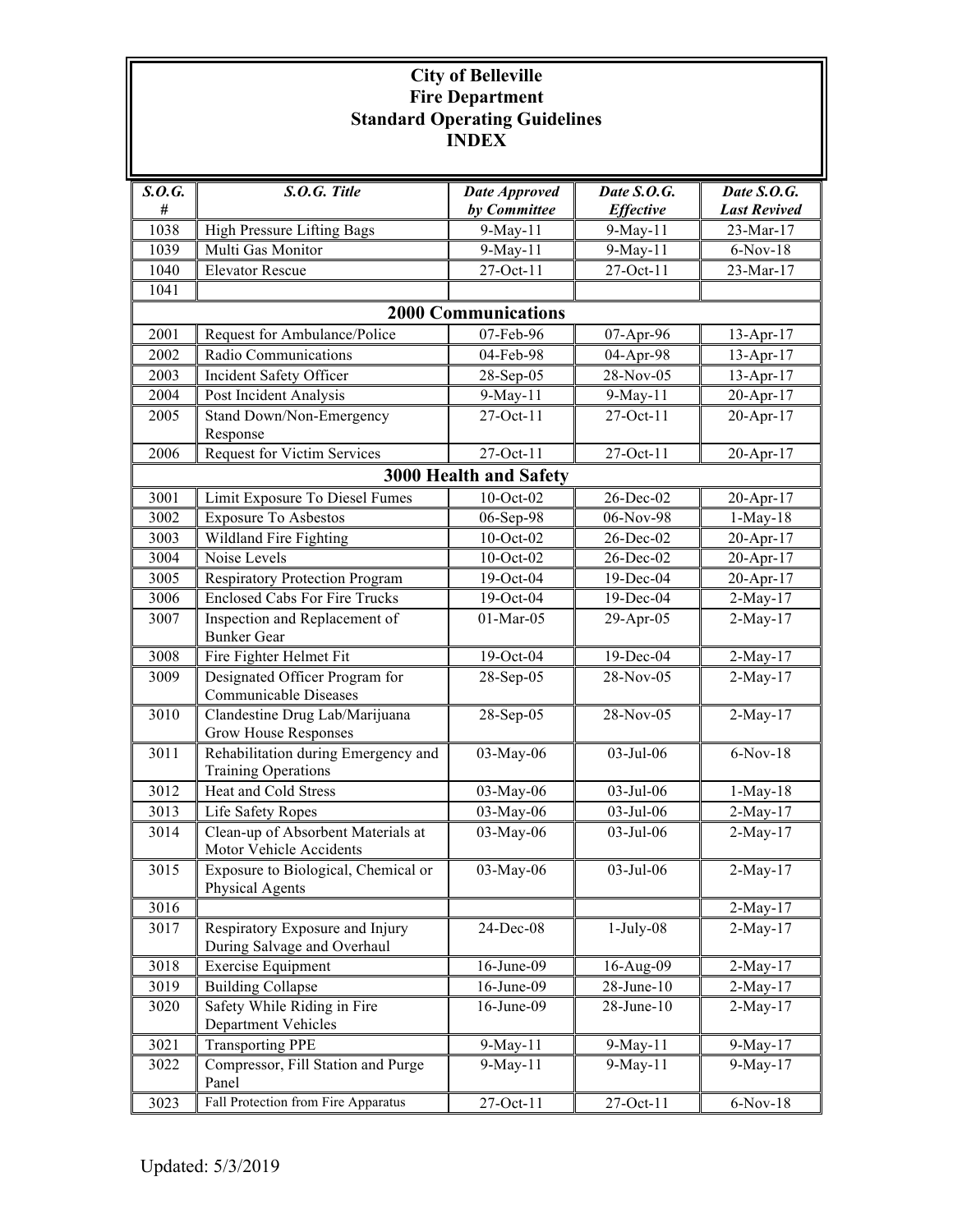# City of Belleville
# Fire Department
# Standard Operating Guidelines
# INDEX

| *S.O.G. #* | *S.O.G. Title* | *Date Approved by Committee* | *Date S.O.G. Effective* | *Date S.O.G. Last Revived* |
|---|---|---|---|---|
| 1038 | High Pressure Lifting Bags | 9-May-11 | 9-May-11 | 23-Mar-17 |
| 1039 | Multi Gas Monitor | 9-May-11 | 9-May-11 | 6-Nov-18 |
| 1040 | Elevator Rescue | 27-Oct-11 | 27-Oct-11 | 23-Mar-17 |
| 1041 | | | | |
| | **2000 Communications** | | | |
| 2001 | Request for Ambulance/Police | 07-Feb-96 | 07-Apr-96 | 13-Apr-17 |
| 2002 | Radio Communications | 04-Feb-98 | 04-Apr-98 | 13-Apr-17 |
| 2003 | Incident Safety Officer | 28-Sep-05 | 28-Nov-05 | 13-Apr-17 |
| 2004 | Post Incident Analysis | 9-May-11 | 9-May-11 | 20-Apr-17 |
| 2005 | Stand Down/Non-Emergency Response | 27-Oct-11 | 27-Oct-11 | 20-Apr-17 |
| 2006 | Request for Victim Services | 27-Oct-11 | 27-Oct-11 | 20-Apr-17 |
| | **3000 Health and Safety** | | | |
| 3001 | Limit Exposure To Diesel Fumes | 10-Oct-02 | 26-Dec-02 | 20-Apr-17 |
| 3002 | Exposure To Asbestos | 06-Sep-98 | 06-Nov-98 | 1-May-18 |
| 3003 | Wildland Fire Fighting | 10-Oct-02 | 26-Dec-02 | 20-Apr-17 |
| 3004 | Noise Levels | 10-Oct-02 | 26-Dec-02 | 20-Apr-17 |
| 3005 | Respiratory Protection Program | 19-Oct-04 | 19-Dec-04 | 20-Apr-17 |
| 3006 | Enclosed Cabs For Fire Trucks | 19-Oct-04 | 19-Dec-04 | 2-May-17 |
| 3007 | Inspection and Replacement of Bunker Gear | 01-Mar-05 | 29-Apr-05 | 2-May-17 |
| 3008 | Fire Fighter Helmet Fit | 19-Oct-04 | 19-Dec-04 | 2-May-17 |
| 3009 | Designated Officer Program for Communicable Diseases | 28-Sep-05 | 28-Nov-05 | 2-May-17 |
| 3010 | Clandestine Drug Lab/Marijuana Grow House Responses | 28-Sep-05 | 28-Nov-05 | 2-May-17 |
| 3011 | Rehabilitation during Emergency and Training Operations | 03-May-06 | 03-Jul-06 | 6-Nov-18 |
| 3012 | Heat and Cold Stress | 03-May-06 | 03-Jul-06 | 1-May-18 |
| 3013 | Life Safety Ropes | 03-May-06 | 03-Jul-06 | 2-May-17 |
| 3014 | Clean-up of Absorbent Materials at Motor Vehicle Accidents | 03-May-06 | 03-Jul-06 | 2-May-17 |
| 3015 | Exposure to Biological, Chemical or Physical Agents | 03-May-06 | 03-Jul-06 | 2-May-17 |
| 3016 | | | | 2-May-17 |
| 3017 | Respiratory Exposure and Injury During Salvage and Overhaul | 24-Dec-08 | 1-July-08 | 2-May-17 |
| 3018 | Exercise Equipment | 16-June-09 | 16-Aug-09 | 2-May-17 |
| 3019 | Building Collapse | 16-June-09 | 28-June-10 | 2-May-17 |
| 3020 | Safety While Riding in Fire Department Vehicles | 16-June-09 | 28-June-10 | 2-May-17 |
| 3021 | Transporting PPE | 9-May-11 | 9-May-11 | 9-May-17 |
| 3022 | Compressor, Fill Station and Purge Panel | 9-May-11 | 9-May-11 | 9-May-17 |
| 3023 | Fall Protection from Fire Apparatus | 27-Oct-11 | 27-Oct-11 | 6-Nov-18 |

Updated: 5/3/2019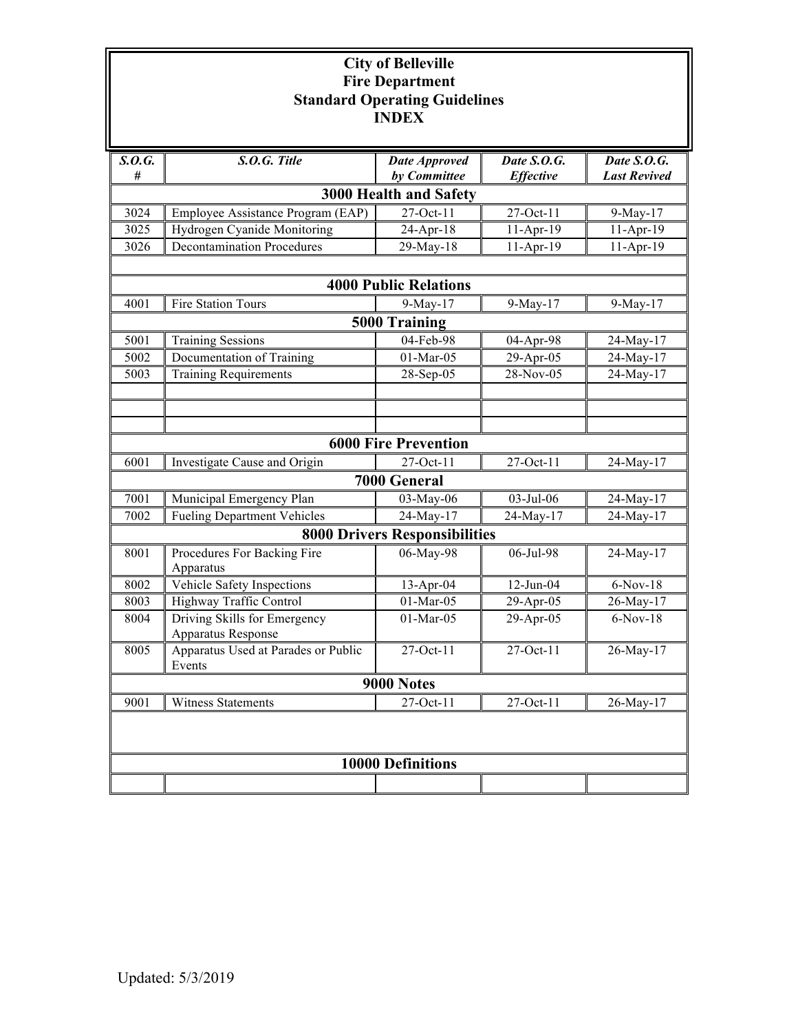# City of Belleville
# Fire Department
# Standard Operating Guidelines
# INDEX

| *S.O.G. #* | *S.O.G. Title* | *Date Approved by Committee* | *Date S.O.G. Effective* | *Date S.O.G. Last Revived* |
|---|---|---|---|---|
| **3000 Health and Safety** | | | | |
| 3024 | Employee Assistance Program (EAP) | 27-Oct-11 | 27-Oct-11 | 9-May-17 |
| 3025 | Hydrogen Cyanide Monitoring | 24-Apr-18 | 11-Apr-19 | 11-Apr-19 |
| 3026 | Decontamination Procedures | 29-May-18 | 11-Apr-19 | 11-Apr-19 |
| | | | | |
| **4000 Public Relations** | | | | |
| 4001 | Fire Station Tours | 9-May-17 | 9-May-17 | 9-May-17 |
| **5000 Training** | | | | |
| 5001 | Training Sessions | 04-Feb-98 | 04-Apr-98 | 24-May-17 |
| 5002 | Documentation of Training | 01-Mar-05 | 29-Apr-05 | 24-May-17 |
| 5003 | Training Requirements | 28-Sep-05 | 28-Nov-05 | 24-May-17 |
| | | | | |
| | | | | |
| | | | | |
| **6000 Fire Prevention** | | | | |
| 6001 | Investigate Cause and Origin | 27-Oct-11 | 27-Oct-11 | 24-May-17 |
| **7000 General** | | | | |
| 7001 | Municipal Emergency Plan | 03-May-06 | 03-Jul-06 | 24-May-17 |
| 7002 | Fueling Department Vehicles | 24-May-17 | 24-May-17 | 24-May-17 |
| **8000 Drivers Responsibilities** | | | | |
| 8001 | Procedures For Backing Fire Apparatus | 06-May-98 | 06-Jul-98 | 24-May-17 |
| 8002 | Vehicle Safety Inspections | 13-Apr-04 | 12-Jun-04 | 6-Nov-18 |
| 8003 | Highway Traffic Control | 01-Mar-05 | 29-Apr-05 | 26-May-17 |
| 8004 | Driving Skills for Emergency Apparatus Response | 01-Mar-05 | 29-Apr-05 | 6-Nov-18 |
| 8005 | Apparatus Used at Parades or Public Events | 27-Oct-11 | 27-Oct-11 | 26-May-17 |
| **9000 Notes** | | | | |
| 9001 | Witness Statements | 27-Oct-11 | 27-Oct-11 | 26-May-17 |
| | | | | |
| **10000 Definitions** | | | | |
| | | | | |

Updated: 5/3/2019